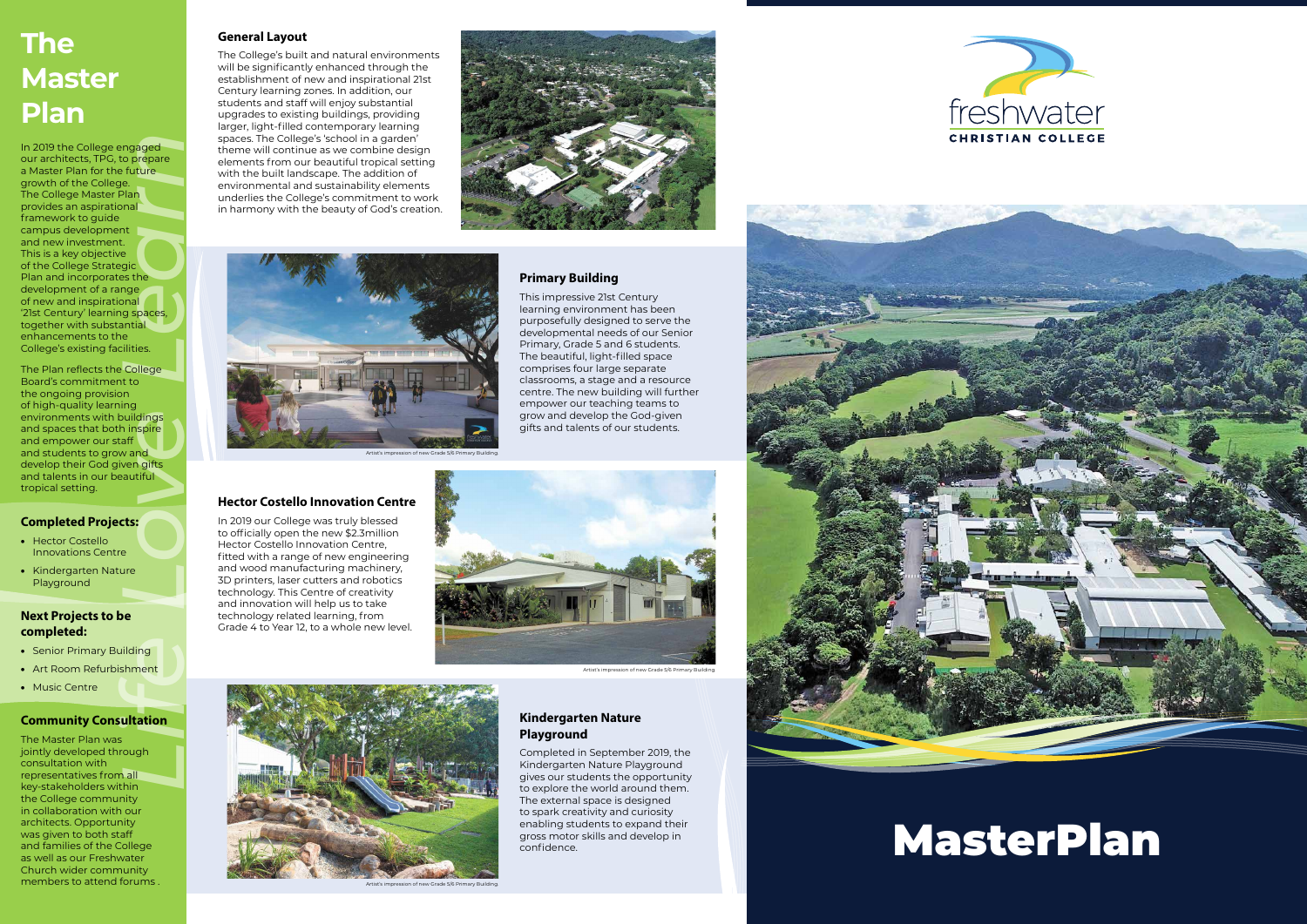# The Master Plan

In 2019 the College engaged our architects, TPG, to prepare a Master Plan for the future growth of the College. The College Master Plan provides an aspirational framework to guide campus development and new investment. This is a key objective of the College Strategic Plan and incorporates the development of a range of new and inspirational '21st Century' learning spaces, together with substantial enhancements to the College's existing facilities.

The Plan reflects the College Board's commitment to the ongoing provision of high-quality learning environments with buildings and spaces that both inspire and empower our staff and students to grow and develop their God given gifts and talents in our beautiful tropical setting.

### Completed Projects:

- Hector Costello Innovations Centre
- Kindergarten Nature Playground

### Next Projects to be completed:

- Senior Primary Building
- Art Room Refurbishment
- Music Centre

### Community Consultation

The Master Plan was jointly developed through consultation with representatives from all key-stakeholders within the College community in collaboration with our architects. Opportunity was given to both staff and families of the College as well as our Freshwater Church wider community members to attend forums .

*Life Love Learn*

### General Layout

The College's built and natural environments will be significantly enhanced through the establishment of new and inspirational 21st Century learning zones. In addition, our students and staff will enjoy substantial upgrades to existing buildings, providing larger, light-filled contemporary learning spaces. The College's 'school in a garden' theme will continue as we combine design elements from our beautiful tropical setting with the built landscape. The addition of environmental and sustainability elements underlies the College's commitment to work in harmony with the beauty of God's creation.

### Primary Building

This impressive 21st Century learning environment has been purposefully designed to serve the developmental needs of our Senior Primary, Grade 5 and 6 students. The beautiful, light-filled space comprises four large separate classrooms, a stage and a resource centre. The new building will further empower our teaching teams to grow and develop the God-given gifts and talents of our students.

Artist's impression of new Grade 5/6 Primary Building

### Hector Costello Innovation Centre

In 2019 our College was truly blessed to officially open the new $2.3million Hector Costello Innovation Centre, fitted with a range of new engineering and wood manufacturing machinery, 3D printers, laser cutters and robotics technology. This Centre of creativity and innovation will help us to take technology related learning, from Grade 4 to Year 12, to a whole new level.

Artist's impression of new Grade 5/6 Primary Building

### Kindergarten Nature Playground

Completed in September 2019, the Kindergarten Nature Playground gives our students the opportunity to explore the world around them. The external space is designed to spark creativity and curiosity enabling students to expand their gross motor skills and develop in confidence.

Artist's impression of new Grade 5/6 Primary Building

freshwater
CHRISTIAN COLLEGE

# MasterPlan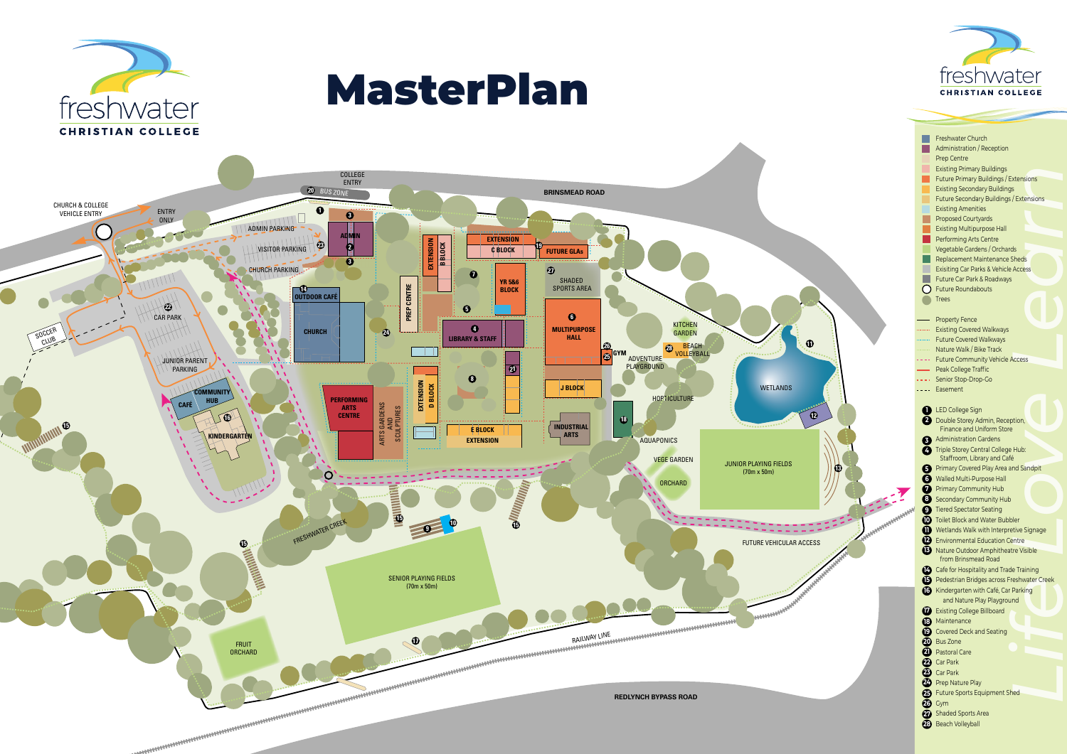# MasterPlan

freshwater CHRISTIAN COLLEGE

COLLEGE ENTRY

20 BUS ZONE

BRINSMEAD ROAD

CHURCH & COLLEGE VEHICLE ENTRY

ENTRY ONLY

ADMIN PARKING

VISITOR PARKING

CHURCH PARKING

ADMIN

EXTENSION B BLOCK

EXTENSION C BLOCK

FUTURE GLAs

YR 5&6 BLOCK

SHADED SPORTS AREA

PREP CENTRE

OUTDOOR CAFÉ

CHURCH

LIBRARY & STAFF

MULTIPURPOSE HALL

GYM

KITCHEN GARDEN

BEACH VOLLEYBALL

ADVENTURE PLAYGROUND

CAR PARK

SOCCER CLUB

JUNIOR PARENT PARKING

COMMUNITY HUB

CAFÉ

KINDERGARTEN

PERFORMING ARTS CENTRE

ARTS GARDENS AND SCULPTURES

EXTENSION D BLOCK

E BLOCK EXTENSION

J BLOCK

INDUSTRIAL ARTS

HORTICULTURE

AQUAPONICS

VEGE GARDEN

ORCHARD

WETLANDS

JUNIOR PLAYING FIELDS (70m x 50m)

FRESHWATER CREEK

FUTURE VEHICULAR ACCESS

SENIOR PLAYING FIELDS (70m x 50m)

FRUIT ORCHARD

RAILWAY LINE

REDLYNCH BYPASS ROAD

Life Love Learn

- Freshwater Church
- Administration / Reception
- Prep Centre
- Existing Primary Buildings
- Future Primary Buildings / Extensions
- Existing Secondary Buildings
- Future Secondary Buildings / Extensions
- Existing Amenities
- Proposed Courtyards
- Existing Multipurpose Hall
- Performing Arts Centre
- Vegetable Gardens / Orchards
- Replacement Maintenance Sheds
- Exisiting Car Parks & Vehicle Access
- Future Car Park & Roadways
- Future Roundabouts
- Trees

- Property Fence
- Existing Covered Walkways
- Future Covered Walkways
- Nature Walk / Bike Track
- Future Community Vehicle Access
- Peak College Traffic
- Senior Stop-Drop-Go
- Easement

1. LED College Sign
2. Double Storey Admin, Reception, Finance and Uniform Store
3. Administration Gardens
4. Triple Storey Central College Hub: Staffroom, Library and Café
5. Primary Covered Play Area and Sandpit
6. Walled Multi-Purpose Hall
7. Primary Community Hub
8. Secondary Community Hub
9. Tiered Spectator Seating
10. Toilet Block and Water Bubbler
11. Wetlands Walk with Interpretive Signage
12. Environmental Education Centre
13. Nature Outdoor Amphitheatre Visible from Brinsmead Road
14. Cafe for Hospitality and Trade Training
15. Pedestrian Bridges across Freshwater Creek
16. Kindergarten with Café, Car Parking and Nature Play Playground
17. Existing College Billboard
18. Maintenance
19. Covered Deck and Seating
20. Bus Zone
21. Pastoral Care
22. Car Park
23. Car Park
24. Prep Nature Play
25. Future Sports Equipment Shed
26. Gym
27. Shaded Sports Area
28. Beach Volleyball